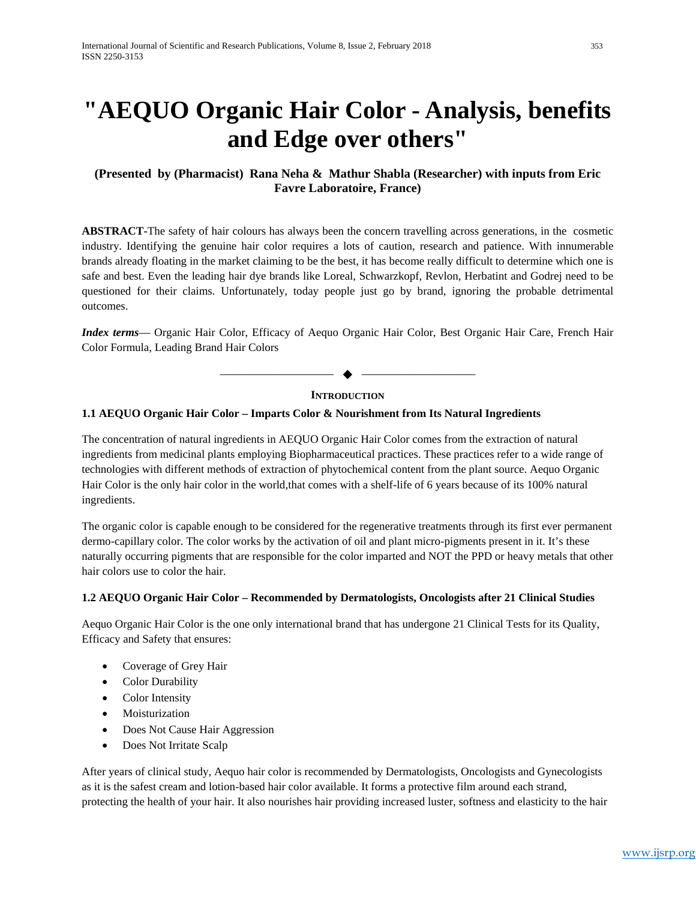# "AEQUO Organic Hair Color - Analysis, benefits and Edge over others"

**(Presented by (Pharmacist) Rana Neha & Mathur Shabla (Researcher) with inputs from Eric Favre Laboratoire, France)**

**ABSTRACT-**The safety of hair colours has always been the concern travelling across generations, in the cosmetic industry. Identifying the genuine hair color requires a lots of caution, research and patience. With innumerable brands already floating in the market claiming to be the best, it has become really difficult to determine which one is safe and best. Even the leading hair dye brands like Loreal, Schwarzkopf, Revlon, Herbatint and Godrej need to be questioned for their claims. Unfortunately, today people just go by brand, ignoring the probable detrimental outcomes.

***Index terms***— Organic Hair Color, Efficacy of Aequo Organic Hair Color, Best Organic Hair Care, French Hair Color Formula, Leading Brand Hair Colors

## INTRODUCTION

### 1.1 AEQUO Organic Hair Color – Imparts Color & Nourishment from Its Natural Ingredients

The concentration of natural ingredients in AEQUO Organic Hair Color comes from the extraction of natural ingredients from medicinal plants employing Biopharmaceutical practices. These practices refer to a wide range of technologies with different methods of extraction of phytochemical content from the plant source. Aequo Organic Hair Color is the only hair color in the world,that comes with a shelf-life of 6 years because of its 100% natural ingredients.

The organic color is capable enough to be considered for the regenerative treatments through its first ever permanent dermo-capillary color. The color works by the activation of oil and plant micro-pigments present in it. It's these naturally occurring pigments that are responsible for the color imparted and NOT the PPD or heavy metals that other hair colors use to color the hair.

### 1.2 AEQUO Organic Hair Color – Recommended by Dermatologists, Oncologists after 21 Clinical Studies

Aequo Organic Hair Color is the one only international brand that has undergone 21 Clinical Tests for its Quality, Efficacy and Safety that ensures:

- Coverage of Grey Hair
- Color Durability
- Color Intensity
- Moisturization
- Does Not Cause Hair Aggression
- Does Not Irritate Scalp

After years of clinical study, Aequo hair color is recommended by Dermatologists, Oncologists and Gynecologists as it is the safest cream and lotion-based hair color available. It forms a protective film around each strand, protecting the health of your hair. It also nourishes hair providing increased luster, softness and elasticity to the hair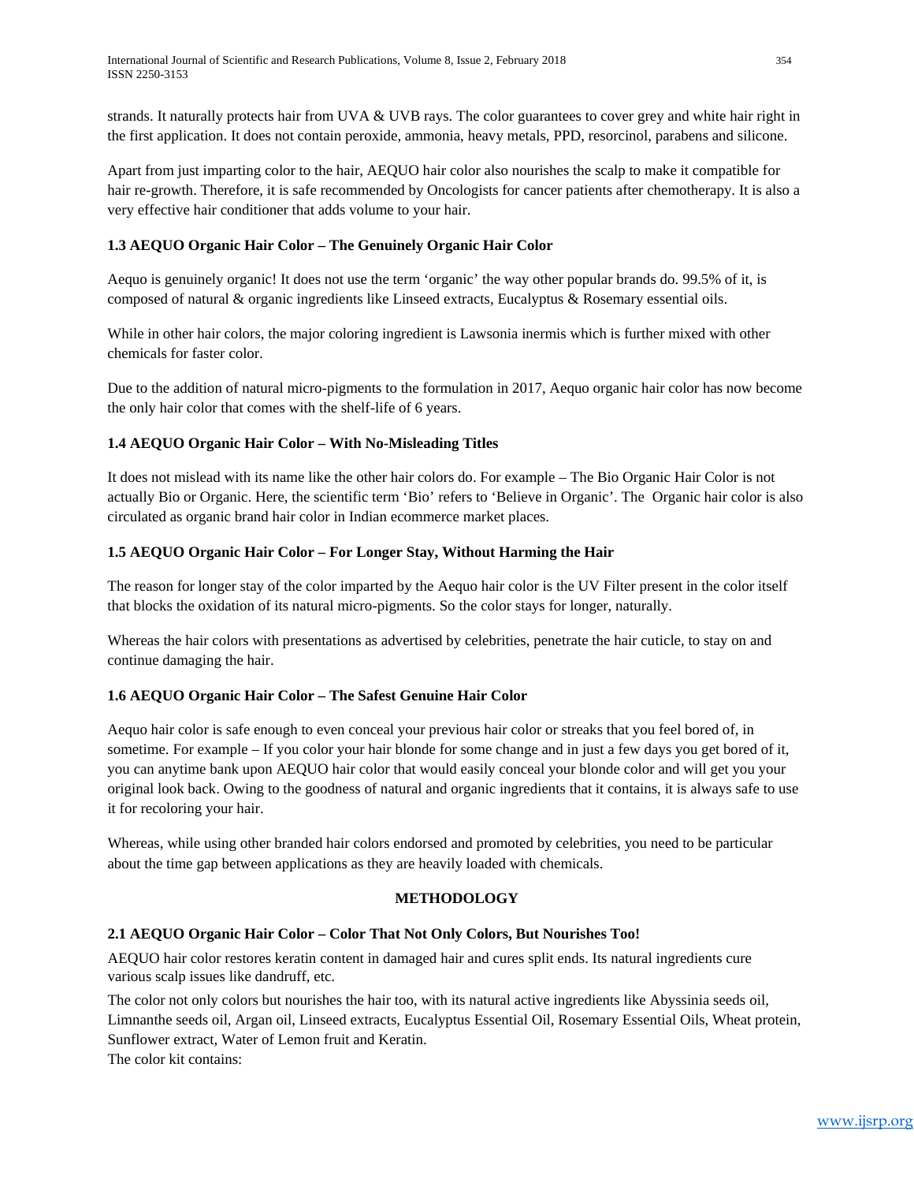strands. It naturally protects hair from UVA & UVB rays. The color guarantees to cover grey and white hair right in the first application. It does not contain peroxide, ammonia, heavy metals, PPD, resorcinol, parabens and silicone.

Apart from just imparting color to the hair, AEQUO hair color also nourishes the scalp to make it compatible for hair re-growth. Therefore, it is safe recommended by Oncologists for cancer patients after chemotherapy. It is also a very effective hair conditioner that adds volume to your hair.

### 1.3 AEQUO Organic Hair Color – The Genuinely Organic Hair Color

Aequo is genuinely organic! It does not use the term 'organic' the way other popular brands do. 99.5% of it, is composed of natural & organic ingredients like Linseed extracts, Eucalyptus & Rosemary essential oils.

While in other hair colors, the major coloring ingredient is Lawsonia inermis which is further mixed with other chemicals for faster color.

Due to the addition of natural micro-pigments to the formulation in 2017, Aequo organic hair color has now become the only hair color that comes with the shelf-life of 6 years.

### 1.4 AEQUO Organic Hair Color – With No-Misleading Titles

It does not mislead with its name like the other hair colors do. For example – The Bio Organic Hair Color is not actually Bio or Organic. Here, the scientific term 'Bio' refers to 'Believe in Organic'. The Organic hair color is also circulated as organic brand hair color in Indian ecommerce market places.

### 1.5 AEQUO Organic Hair Color – For Longer Stay, Without Harming the Hair

The reason for longer stay of the color imparted by the Aequo hair color is the UV Filter present in the color itself that blocks the oxidation of its natural micro-pigments. So the color stays for longer, naturally.

Whereas the hair colors with presentations as advertised by celebrities, penetrate the hair cuticle, to stay on and continue damaging the hair.

### 1.6 AEQUO Organic Hair Color – The Safest Genuine Hair Color

Aequo hair color is safe enough to even conceal your previous hair color or streaks that you feel bored of, in sometime. For example – If you color your hair blonde for some change and in just a few days you get bored of it, you can anytime bank upon AEQUO hair color that would easily conceal your blonde color and will get you your original look back. Owing to the goodness of natural and organic ingredients that it contains, it is always safe to use it for recoloring your hair.

Whereas, while using other branded hair colors endorsed and promoted by celebrities, you need to be particular about the time gap between applications as they are heavily loaded with chemicals.

## METHODOLOGY

### 2.1 AEQUO Organic Hair Color – Color That Not Only Colors, But Nourishes Too!

AEQUO hair color restores keratin content in damaged hair and cures split ends. Its natural ingredients cure various scalp issues like dandruff, etc.

The color not only colors but nourishes the hair too, with its natural active ingredients like Abyssinia seeds oil, Limnanthe seeds oil, Argan oil, Linseed extracts, Eucalyptus Essential Oil, Rosemary Essential Oils, Wheat protein, Sunflower extract, Water of Lemon fruit and Keratin.

The color kit contains: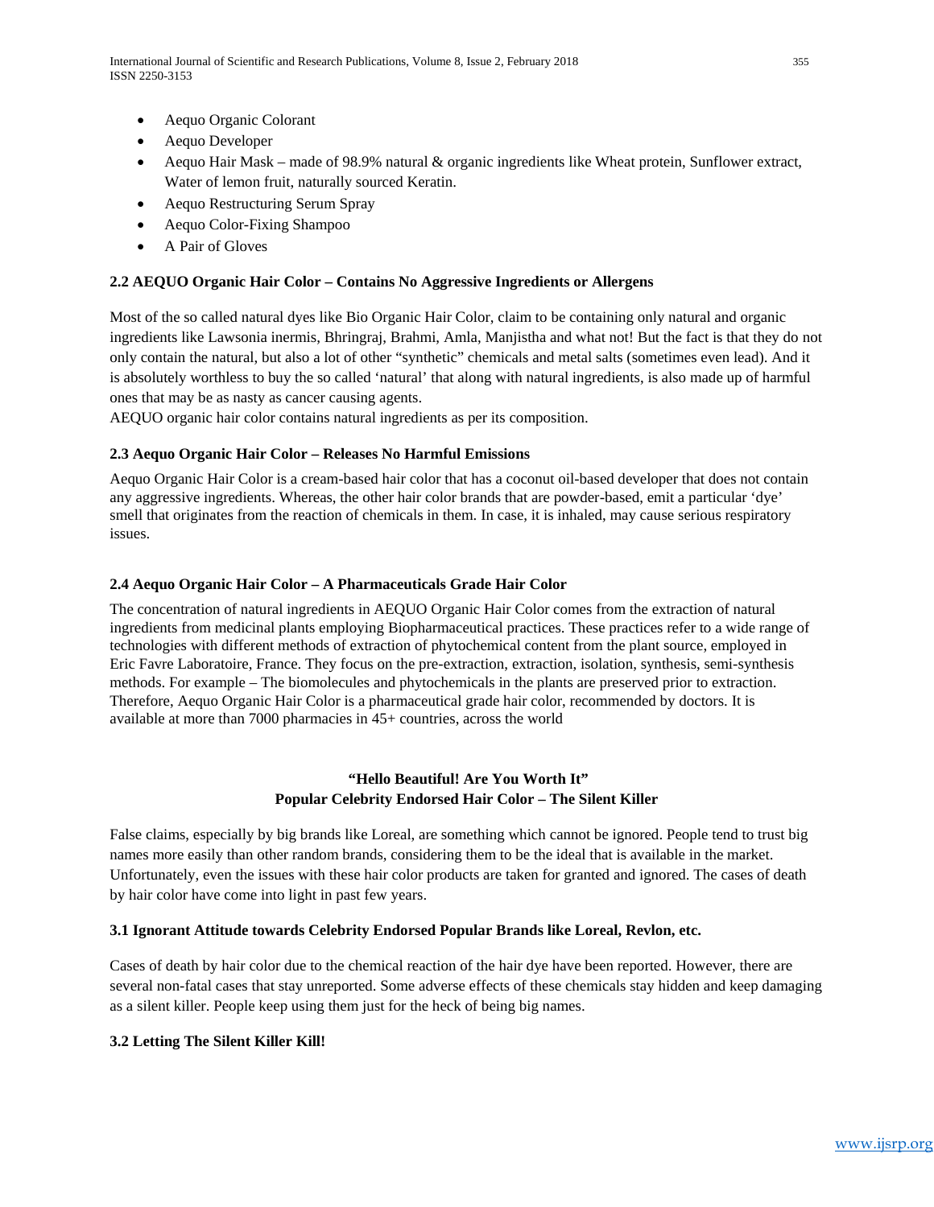- Aequo Organic Colorant
- Aequo Developer
- Aequo Hair Mask – made of 98.9% natural & organic ingredients like Wheat protein, Sunflower extract, Water of lemon fruit, naturally sourced Keratin.
- Aequo Restructuring Serum Spray
- Aequo Color-Fixing Shampoo
- A Pair of Gloves

### 2.2 AEQUO Organic Hair Color – Contains No Aggressive Ingredients or Allergens

Most of the so called natural dyes like Bio Organic Hair Color, claim to be containing only natural and organic ingredients like Lawsonia inermis, Bhringraj, Brahmi, Amla, Manjistha and what not! But the fact is that they do not only contain the natural, but also a lot of other "synthetic" chemicals and metal salts (sometimes even lead). And it is absolutely worthless to buy the so called 'natural' that along with natural ingredients, is also made up of harmful ones that may be as nasty as cancer causing agents.

AEQUO organic hair color contains natural ingredients as per its composition.

### 2.3 Aequo Organic Hair Color – Releases No Harmful Emissions

Aequo Organic Hair Color is a cream-based hair color that has a coconut oil-based developer that does not contain any aggressive ingredients. Whereas, the other hair color brands that are powder-based, emit a particular 'dye' smell that originates from the reaction of chemicals in them. In case, it is inhaled, may cause serious respiratory issues.

### 2.4 Aequo Organic Hair Color – A Pharmaceuticals Grade Hair Color

The concentration of natural ingredients in AEQUO Organic Hair Color comes from the extraction of natural ingredients from medicinal plants employing Biopharmaceutical practices. These practices refer to a wide range of technologies with different methods of extraction of phytochemical content from the plant source, employed in Eric Favre Laboratoire, France. They focus on the pre-extraction, extraction, isolation, synthesis, semi-synthesis methods. For example – The biomolecules and phytochemicals in the plants are preserved prior to extraction. Therefore, Aequo Organic Hair Color is a pharmaceutical grade hair color, recommended by doctors. It is available at more than 7000 pharmacies in 45+ countries, across the world

## "Hello Beautiful! Are You Worth It"
## Popular Celebrity Endorsed Hair Color – The Silent Killer

False claims, especially by big brands like Loreal, are something which cannot be ignored. People tend to trust big names more easily than other random brands, considering them to be the ideal that is available in the market. Unfortunately, even the issues with these hair color products are taken for granted and ignored. The cases of death by hair color have come into light in past few years.

### 3.1 Ignorant Attitude towards Celebrity Endorsed Popular Brands like Loreal, Revlon, etc.

Cases of death by hair color due to the chemical reaction of the hair dye have been reported. However, there are several non-fatal cases that stay unreported. Some adverse effects of these chemicals stay hidden and keep damaging as a silent killer. People keep using them just for the heck of being big names.

### 3.2 Letting The Silent Killer Kill!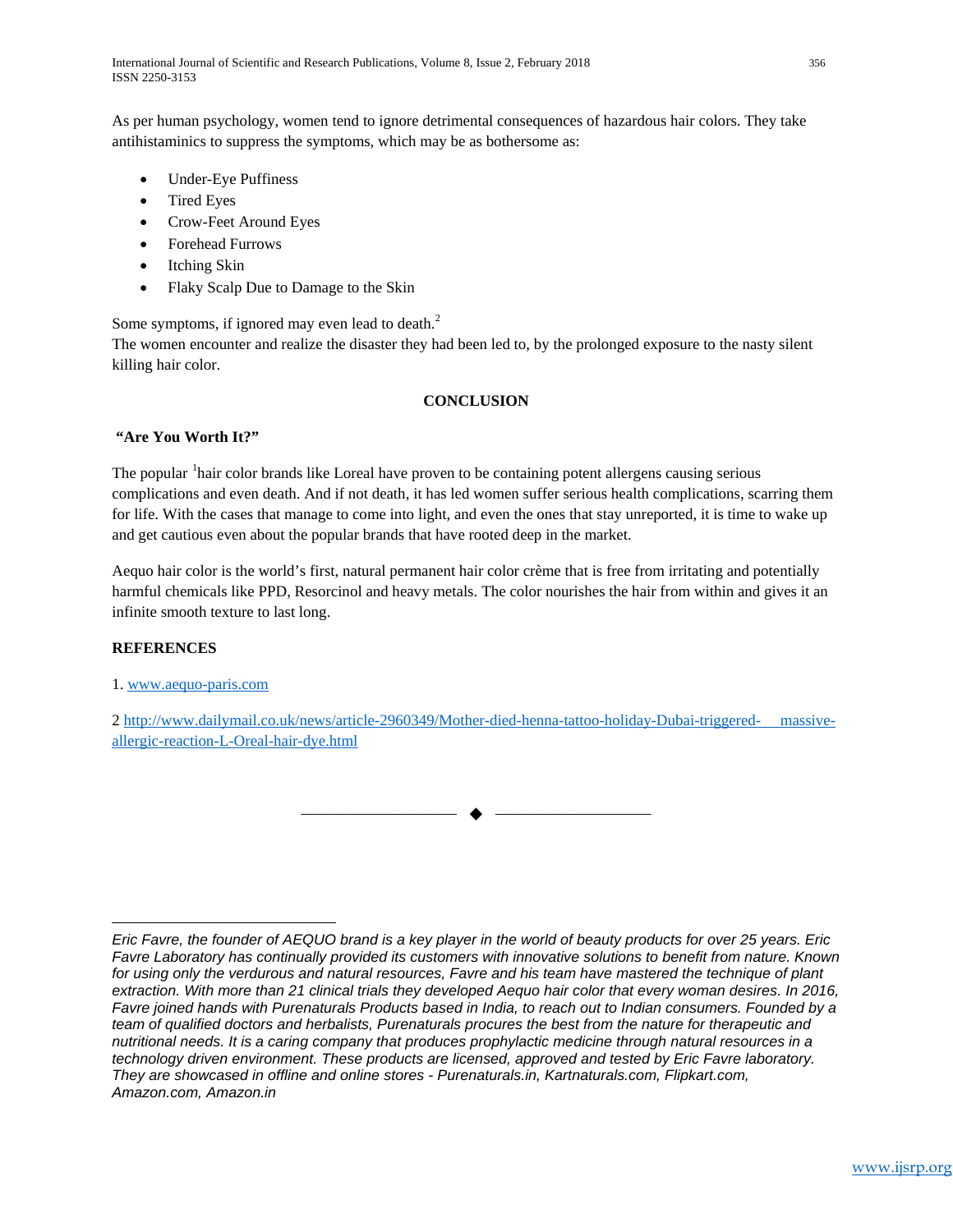As per human psychology, women tend to ignore detrimental consequences of hazardous hair colors. They take antihistaminics to suppress the symptoms, which may be as bothersome as:

- Under-Eye Puffiness
- Tired Eyes
- Crow-Feet Around Eyes
- Forehead Furrows
- Itching Skin
- Flaky Scalp Due to Damage to the Skin

Some symptoms, if ignored may even lead to death.[2]
The women encounter and realize the disaster they had been led to, by the prolonged exposure to the nasty silent killing hair color.

## CONCLUSION

**"Are You Worth It?"**

The popular [1]hair color brands like Loreal have proven to be containing potent allergens causing serious complications and even death. And if not death, it has led women suffer serious health complications, scarring them for life. With the cases that manage to come into light, and even the ones that stay unreported, it is time to wake up and get cautious even about the popular brands that have rooted deep in the market.

Aequo hair color is the world's first, natural permanent hair color crème that is free from irritating and potentially harmful chemicals like PPD, Resorcinol and heavy metals. The color nourishes the hair from within and gives it an infinite smooth texture to last long.

## REFERENCES

1. www.aequo-paris.com

2 http://www.dailymail.co.uk/news/article-2960349/Mother-died-henna-tattoo-holiday-Dubai-triggered- massive-allergic-reaction-L-Oreal-hair-dye.html

---

*Eric Favre, the founder of AEQUO brand is a key player in the world of beauty products for over 25 years. Eric Favre Laboratory has continually provided its customers with innovative solutions to benefit from nature. Known for using only the verdurous and natural resources, Favre and his team have mastered the technique of plant extraction. With more than 21 clinical trials they developed Aequo hair color that every woman desires. In 2016, Favre joined hands with Purenaturals Products based in India, to reach out to Indian consumers. Founded by a team of qualified doctors and herbalists, Purenaturals procures the best from the nature for therapeutic and nutritional needs. It is a caring company that produces prophylactic medicine through natural resources in a technology driven environment. These products are licensed, approved and tested by Eric Favre laboratory. They are showcased in offline and online stores - Purenaturals.in, Kartnaturals.com, Flipkart.com, Amazon.com, Amazon.in*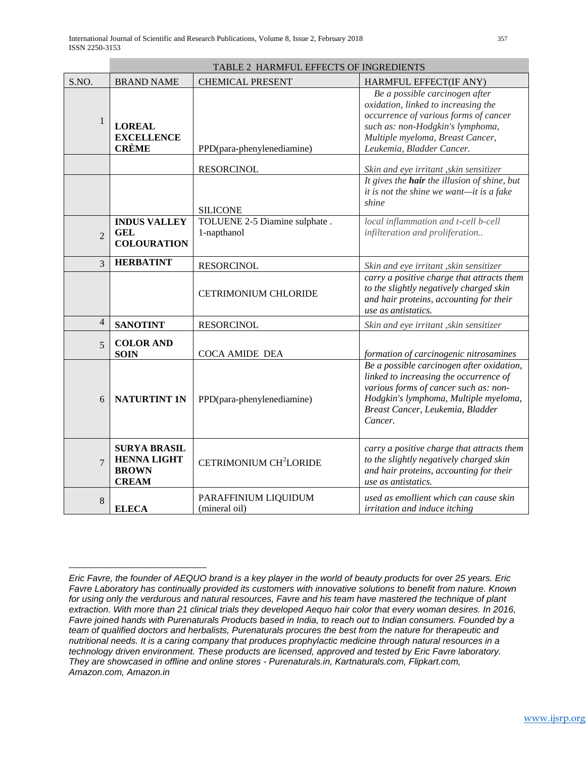| TABLE 2 HARMFUL EFFECTS OF INGREDIENTS | | | |
|---|---|---|---|
| **S.NO.** | **BRAND NAME** | **CHEMICAL PRESENT** | **HARMFUL EFFECT(IF ANY)** |
| 1 | **LOREAL EXCELLENCE CRÈME** | PPD(para-phenylenediamine) | *Be a possible carcinogen after oxidation, linked to increasing the occurrence of various forms of cancer such as: non-Hodgkin's lymphoma, Multiple myeloma, Breast Cancer, Leukemia, Bladder Cancer.* |
| | | RESORCINOL | *Skin and eye irritant ,skin sensitizer* |
| | | SILICONE | *It gives the **hair** the illusion of shine, but it is not the shine we want—it is a fake shine* |
| 2 | **INDUS VALLEY GEL COLOURATION** | TOLUENE 2-5 Diamine sulphate . 1-napthanol | *local inflammation and t-cell b-cell infilteration and proliferation..* |
| 3 | **HERBATINT** | RESORCINOL | *Skin and eye irritant ,skin sensitizer* |
| | | CETRIMONIUM CHLORIDE | *carry a positive charge that attracts them to the slightly negatively charged skin and hair proteins, accounting for their use as antistatics.* |
| 4 | **SANOTINT** | RESORCINOL | *Skin and eye irritant ,skin sensitizer* |
| 5 | **COLOR AND SOIN** | COCA AMIDE DEA | *formation of carcinogenic nitrosamines* |
| 6 | **NATURTINT 1N** | PPD(para-phenylenediamine) | *Be a possible carcinogen after oxidation, linked to increasing the occurrence of various forms of cancer such as: non-Hodgkin's lymphoma, Multiple myeloma, Breast Cancer, Leukemia, Bladder Cancer.* |
| 7 | **SURYA BRASIL HENNA LIGHT BROWN CREAM** | CETRIMONIUM $CH^2$LORIDE | *carry a positive charge that attracts them to the slightly negatively charged skin and hair proteins, accounting for their use as antistatics.* |
| 8 | **ELECA** | PARAFFINIUM LIQUIDUM (mineral oil) | *used as emollient which can cause skin irritation and induce itching* |

---

*Eric Favre, the founder of AEQUO brand is a key player in the world of beauty products for over 25 years. Eric Favre Laboratory has continually provided its customers with innovative solutions to benefit from nature. Known for using only the verdurous and natural resources, Favre and his team have mastered the technique of plant extraction. With more than 21 clinical trials they developed Aequo hair color that every woman desires. In 2016, Favre joined hands with Purenaturals Products based in India, to reach out to Indian consumers. Founded by a team of qualified doctors and herbalists, Purenaturals procures the best from the nature for therapeutic and nutritional needs. It is a caring company that produces prophylactic medicine through natural resources in a technology driven environment. These products are licensed, approved and tested by Eric Favre laboratory. They are showcased in offline and online stores - Purenaturals.in, Kartnaturals.com, Flipkart.com, Amazon.com, Amazon.in*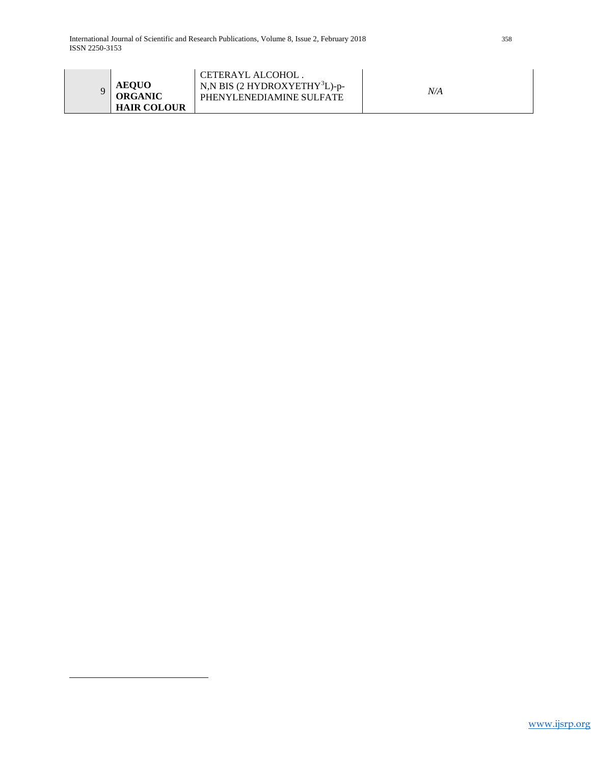| | | | |
|---|---|---|---|
| 9 | **AEQUO ORGANIC HAIR COLOUR** | CETERAYL ALCOHOL . N,N BIS (2 HYDROXYETHY[3]L)-p-PHENYLENEDIAMINE SULFATE | *N/A* |